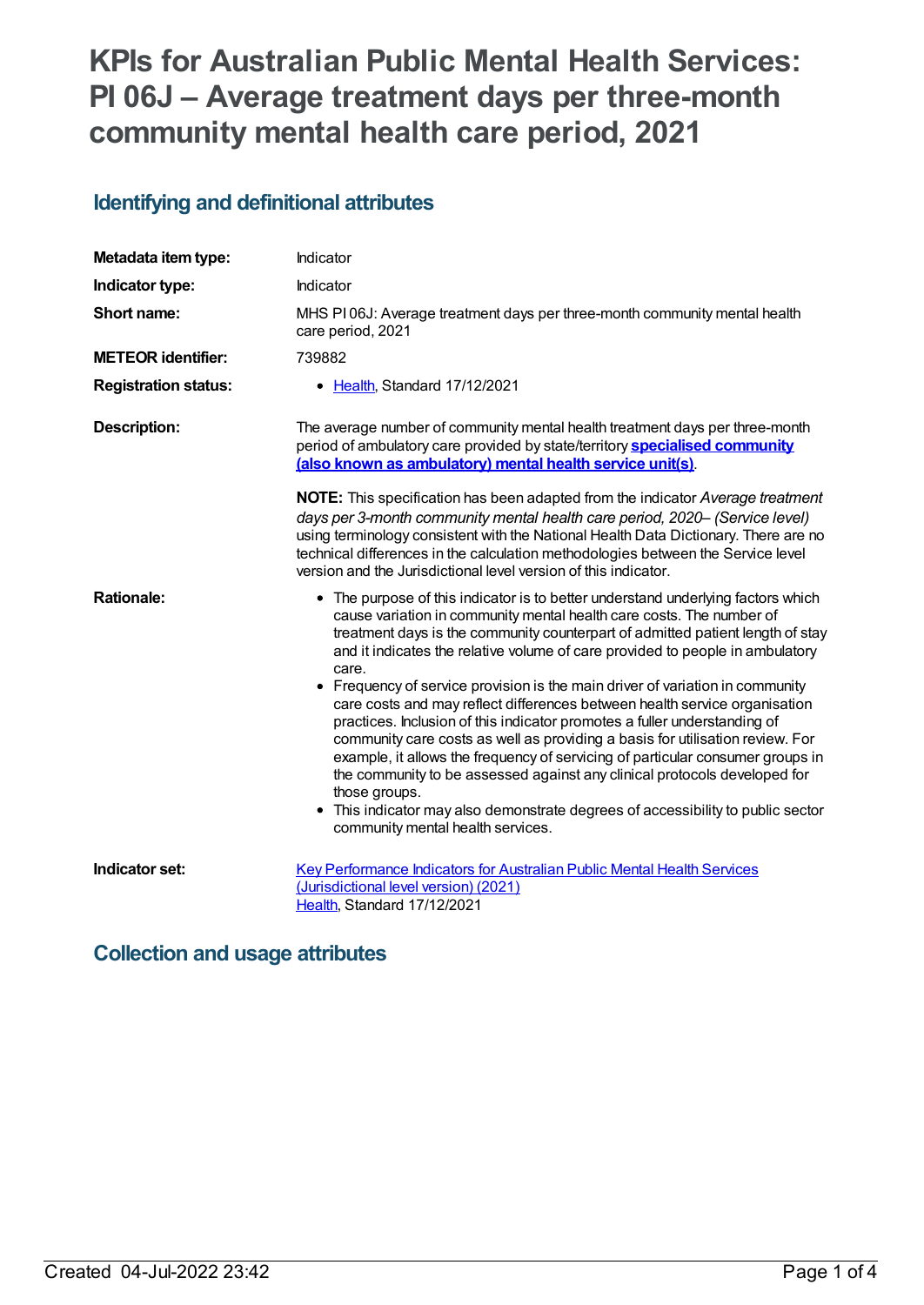# KPIs for Australian Public Mental Health Services: PI 06J – Average treatment days per three-month community mental health care period, 2021

## Identifying and definitional attributes

| | |
|---|---|
| **Metadata item type:** | Indicator |
| **Indicator type:** | Indicator |
| **Short name:** | MHS PI 06J: Average treatment days per three-month community mental health care period, 2021 |
| **METEOR identifier:** | 739882 |
| **Registration status:** | • Health, Standard 17/12/2021 |
| **Description:** | The average number of community mental health treatment days per three-month period of ambulatory care provided by state/territory **specialised community (also known as ambulatory) mental health service unit(s)**.<br><br>**NOTE:** This specification has been adapted from the indicator *Average treatment days per 3-month community mental health care period, 2020– (Service level)* using terminology consistent with the National Health Data Dictionary. There are no technical differences in the calculation methodologies between the Service level version and the Jurisdictional level version of this indicator. |
| **Rationale:** | • The purpose of this indicator is to better understand underlying factors which cause variation in community mental health care costs. The number of treatment days is the community counterpart of admitted patient length of stay and it indicates the relative volume of care provided to people in ambulatory care.<br>• Frequency of service provision is the main driver of variation in community care costs and may reflect differences between health service organisation practices. Inclusion of this indicator promotes a fuller understanding of community care costs as well as providing a basis for utilisation review. For example, it allows the frequency of servicing of particular consumer groups in the community to be assessed against any clinical protocols developed for those groups.<br>• This indicator may also demonstrate degrees of accessibility to public sector community mental health services. |
| **Indicator set:** | Key Performance Indicators for Australian Public Mental Health Services (Jurisdictional level version) (2021)<br>Health, Standard 17/12/2021 |

## Collection and usage attributes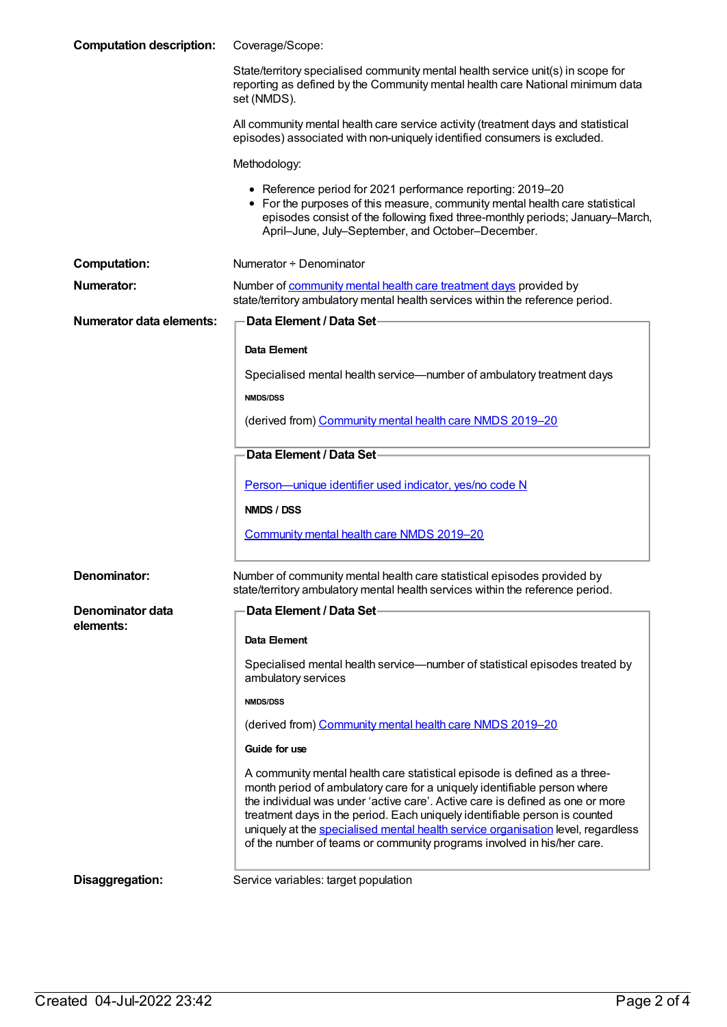**Computation description:**

Coverage/Scope:

State/territory specialised community mental health service unit(s) in scope for reporting as defined by the Community mental health care National minimum data set (NMDS).

All community mental health care service activity (treatment days and statistical episodes) associated with non-uniquely identified consumers is excluded.

Methodology:

- Reference period for 2021 performance reporting: 2019–20
- For the purposes of this measure, community mental health care statistical episodes consist of the following fixed three-monthly periods; January–March, April–June, July–September, and October–December.

**Computation:**

Numerator ÷ Denominator

**Numerator:**

Number of community mental health care treatment days provided by state/territory ambulatory mental health services within the reference period.

**Numerator data elements:**

**Data Element / Data Set**

**Data Element**

Specialised mental health service—number of ambulatory treatment days

**NMDS/DSS**

(derived from) Community mental health care NMDS 2019–20

**Data Element / Data Set**

Person—unique identifier used indicator, yes/no code N

**NMDS / DSS**

Community mental health care NMDS 2019–20

**Denominator:**

Number of community mental health care statistical episodes provided by state/territory ambulatory mental health services within the reference period.

**Denominator data elements:**

**Data Element / Data Set**

**Data Element**

Specialised mental health service—number of statistical episodes treated by ambulatory services

**NMDS/DSS**

(derived from) Community mental health care NMDS 2019–20

**Guide for use**

A community mental health care statistical episode is defined as a three-month period of ambulatory care for a uniquely identifiable person where the individual was under 'active care'. Active care is defined as one or more treatment days in the period. Each uniquely identifiable person is counted uniquely at the specialised mental health service organisation level, regardless of the number of teams or community programs involved in his/her care.

**Disaggregation:**

Service variables: target population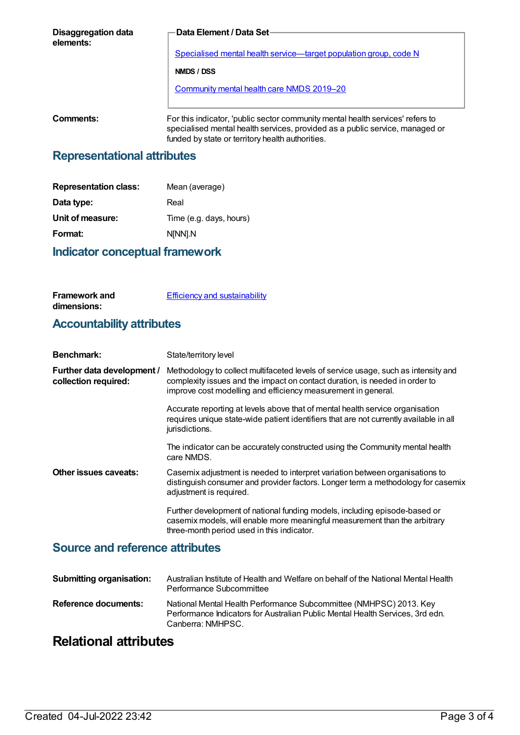**Disaggregation data elements:**

**Data Element / Data Set**

Specialised mental health service—target population group, code N

**NMDS / DSS**

Community mental health care NMDS 2019–20

**Comments:** For this indicator, 'public sector community mental health services' refers to specialised mental health services, provided as a public service, managed or funded by state or territory health authorities.

## Representational attributes

| | |
|---|---|
| **Representation class:** | Mean (average) |
| **Data type:** | Real |
| **Unit of measure:** | Time (e.g. days, hours) |
| **Format:** | N[NN].N |

## Indicator conceptual framework

**Framework and dimensions:** Efficiency and sustainability

## Accountability attributes

**Benchmark:** State/territory level

**Further data development / collection required:** Methodology to collect multifaceted levels of service usage, such as intensity and complexity issues and the impact on contact duration, is needed in order to improve cost modelling and efficiency measurement in general.

Accurate reporting at levels above that of mental health service organisation requires unique state-wide patient identifiers that are not currently available in all jurisdictions.

The indicator can be accurately constructed using the Community mental health care NMDS.

**Other issues caveats:** Casemix adjustment is needed to interpret variation between organisations to distinguish consumer and provider factors. Longer term a methodology for casemix adjustment is required.

Further development of national funding models, including episode-based or casemix models, will enable more meaningful measurement than the arbitrary three-month period used in this indicator.

## Source and reference attributes

**Submitting organisation:** Australian Institute of Health and Welfare on behalf of the National Mental Health Performance Subcommittee

**Reference documents:** National Mental Health Performance Subcommittee (NMHPSC) 2013. Key Performance Indicators for Australian Public Mental Health Services, 3rd edn. Canberra: NMHPSC.

# Relational attributes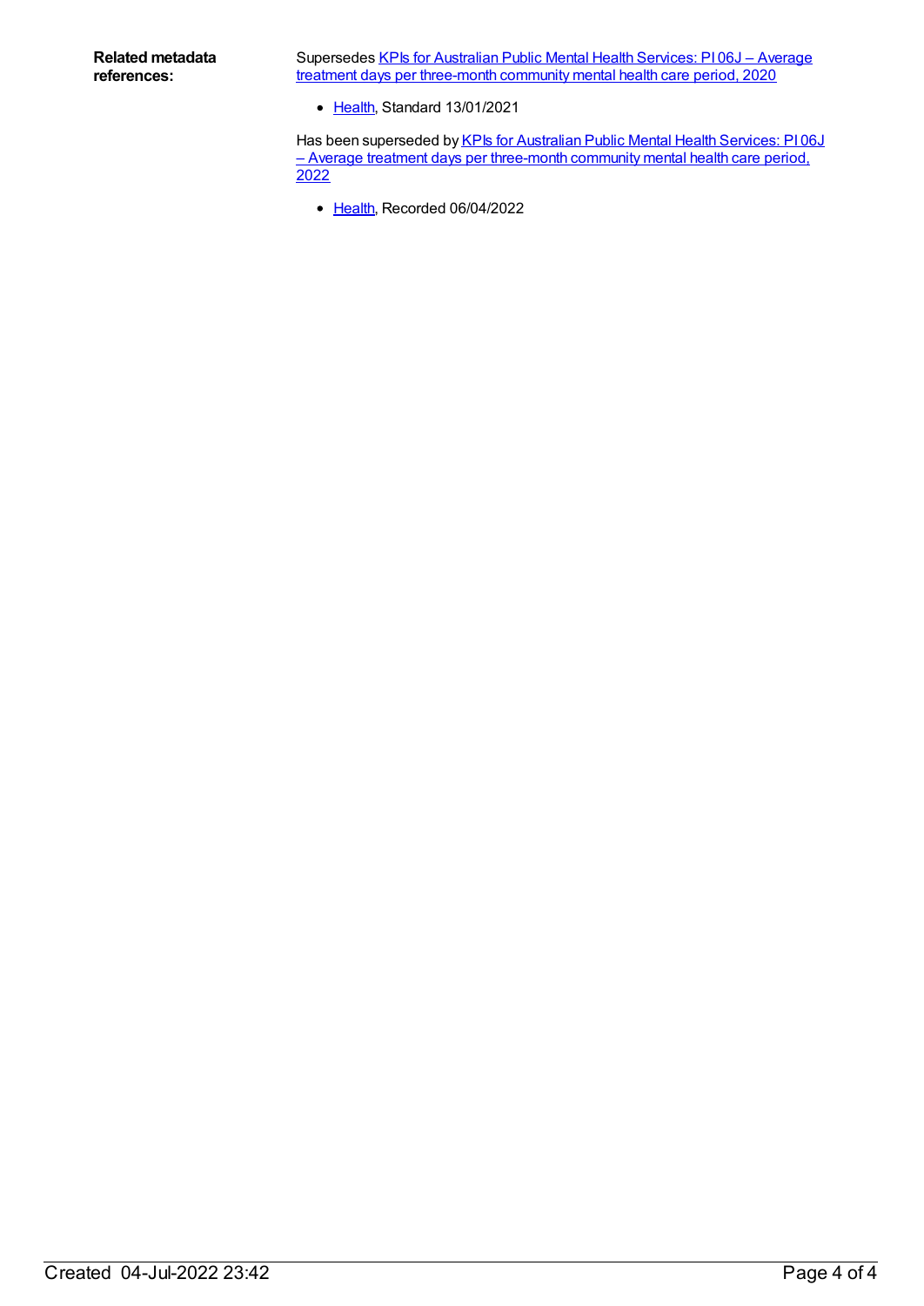**Related metadata references:**

Supersedes KPIs for Australian Public Mental Health Services: PI 06J – Average treatment days per three-month community mental health care period, 2020

- Health, Standard 13/01/2021

Has been superseded by KPIs for Australian Public Mental Health Services: PI 06J – Average treatment days per three-month community mental health care period, 2022

- Health, Recorded 06/04/2022